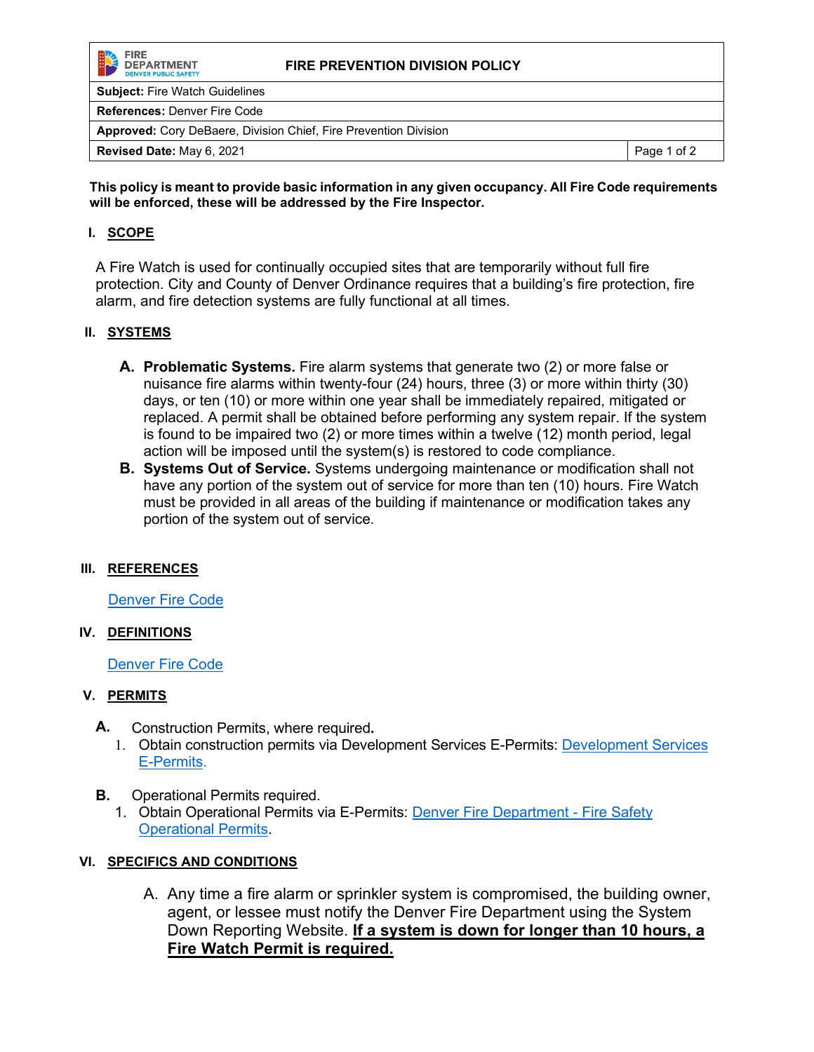| FIRE DEPARTMENT DENVER PUBLIC SAFETY | FIRE PREVENTION DIVISION POLICY |
|---|---|
| **Subject:** Fire Watch Guidelines | |
| **References:** Denver Fire Code | |
| **Approved:** Cory DeBaere, Division Chief, Fire Prevention Division | |
| **Revised Date:** May 6, 2021 | Page 1 of 2 |

**This policy is meant to provide basic information in any given occupancy. All Fire Code requirements will be enforced, these will be addressed by the Fire Inspector.**

## I. SCOPE

A Fire Watch is used for continually occupied sites that are temporarily without full fire protection. City and County of Denver Ordinance requires that a building's fire protection, fire alarm, and fire detection systems are fully functional at all times.

## II. SYSTEMS

A. **Problematic Systems.** Fire alarm systems that generate two (2) or more false or nuisance fire alarms within twenty-four (24) hours, three (3) or more within thirty (30) days, or ten (10) or more within one year shall be immediately repaired, mitigated or replaced. A permit shall be obtained before performing any system repair. If the system is found to be impaired two (2) or more times within a twelve (12) month period, legal action will be imposed until the system(s) is restored to code compliance.

B. **Systems Out of Service.** Systems undergoing maintenance or modification shall not have any portion of the system out of service for more than ten (10) hours. Fire Watch must be provided in all areas of the building if maintenance or modification takes any portion of the system out of service.

## III. REFERENCES

[Denver Fire Code]

## IV. DEFINITIONS

[Denver Fire Code]

## V. PERMITS

A. Construction Permits, where required**.**

1. Obtain construction permits via Development Services E-Permits: [Development Services E-Permits].

B. Operational Permits required.

1. Obtain Operational Permits via E-Permits: [Denver Fire Department - Fire Safety Operational Permits].

## VI. SPECIFICS AND CONDITIONS

A. Any time a fire alarm or sprinkler system is compromised, the building owner, agent, or lessee must notify the Denver Fire Department using the System Down Reporting Website. **If a system is down for longer than 10 hours, a Fire Watch Permit is required.**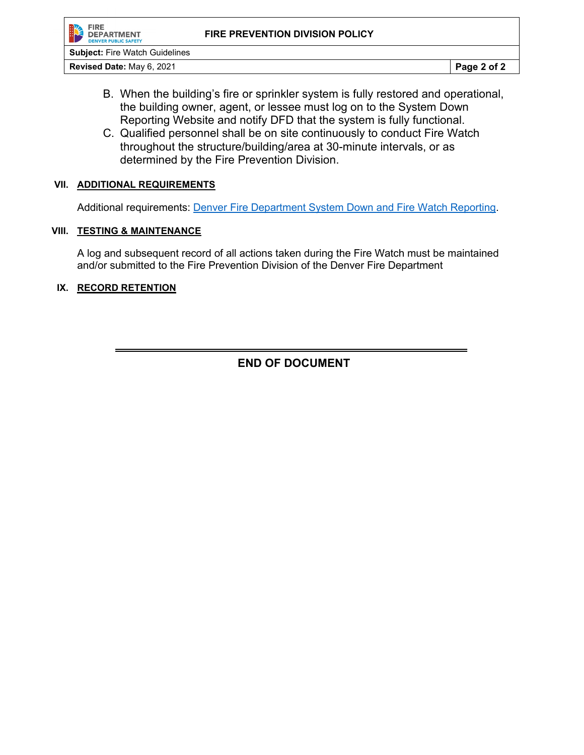B. When the building's fire or sprinkler system is fully restored and operational, the building owner, agent, or lessee must log on to the System Down Reporting Website and notify DFD that the system is fully functional.
C. Qualified personnel shall be on site continuously to conduct Fire Watch throughout the structure/building/area at 30-minute intervals, or as determined by the Fire Prevention Division.

## VII. ADDITIONAL REQUIREMENTS

Additional requirements: [Denver Fire Department System Down and Fire Watch Reporting](Denver Fire Department System Down and Fire Watch Reporting).

## VIII. TESTING & MAINTENANCE

A log and subsequent record of all actions taken during the Fire Watch must be maintained and/or submitted to the Fire Prevention Division of the Denver Fire Department

## IX. RECORD RETENTION

---

**END OF DOCUMENT**